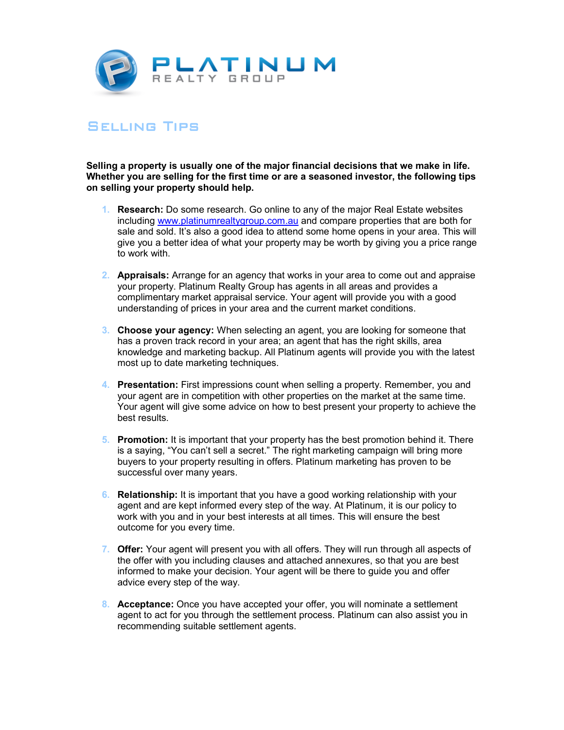# PLATINUM
REALTY GROUP

## Selling Tips

**Selling a property is usually one of the major financial decisions that we make in life. Whether you are selling for the first time or are a seasoned investor, the following tips on selling your property should help.**

1. **Research:** Do some research. Go online to any of the major Real Estate websites including www.platinumrealtygroup.com.au and compare properties that are both for sale and sold. It's also a good idea to attend some home opens in your area. This will give you a better idea of what your property may be worth by giving you a price range to work with.

2. **Appraisals:** Arrange for an agency that works in your area to come out and appraise your property. Platinum Realty Group has agents in all areas and provides a complimentary market appraisal service. Your agent will provide you with a good understanding of prices in your area and the current market conditions.

3. **Choose your agency:** When selecting an agent, you are looking for someone that has a proven track record in your area; an agent that has the right skills, area knowledge and marketing backup. All Platinum agents will provide you with the latest most up to date marketing techniques.

4. **Presentation:** First impressions count when selling a property. Remember, you and your agent are in competition with other properties on the market at the same time. Your agent will give some advice on how to best present your property to achieve the best results.

5. **Promotion:** It is important that your property has the best promotion behind it. There is a saying, "You can't sell a secret." The right marketing campaign will bring more buyers to your property resulting in offers. Platinum marketing has proven to be successful over many years.

6. **Relationship:** It is important that you have a good working relationship with your agent and are kept informed every step of the way. At Platinum, it is our policy to work with you and in your best interests at all times. This will ensure the best outcome for you every time.

7. **Offer:** Your agent will present you with all offers. They will run through all aspects of the offer with you including clauses and attached annexures, so that you are best informed to make your decision. Your agent will be there to guide you and offer advice every step of the way.

8. **Acceptance:** Once you have accepted your offer, you will nominate a settlement agent to act for you through the settlement process. Platinum can also assist you in recommending suitable settlement agents.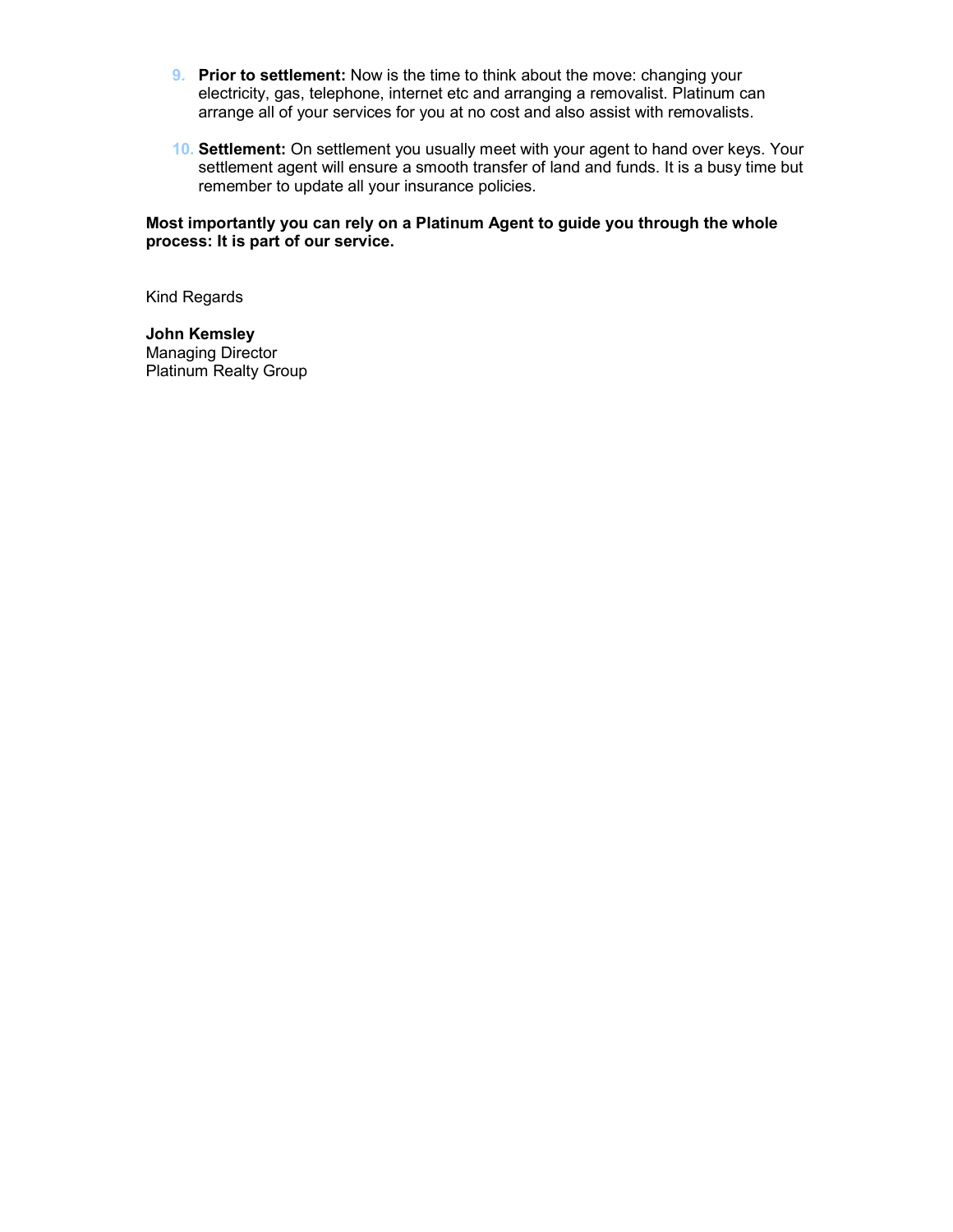9. **Prior to settlement:** Now is the time to think about the move: changing your electricity, gas, telephone, internet etc and arranging a removalist. Platinum can arrange all of your services for you at no cost and also assist with removalists.

10. **Settlement:** On settlement you usually meet with your agent to hand over keys. Your settlement agent will ensure a smooth transfer of land and funds. It is a busy time but remember to update all your insurance policies.

**Most importantly you can rely on a Platinum Agent to guide you through the whole process: It is part of our service.**

Kind Regards

**John Kemsley**
Managing Director
Platinum Realty Group